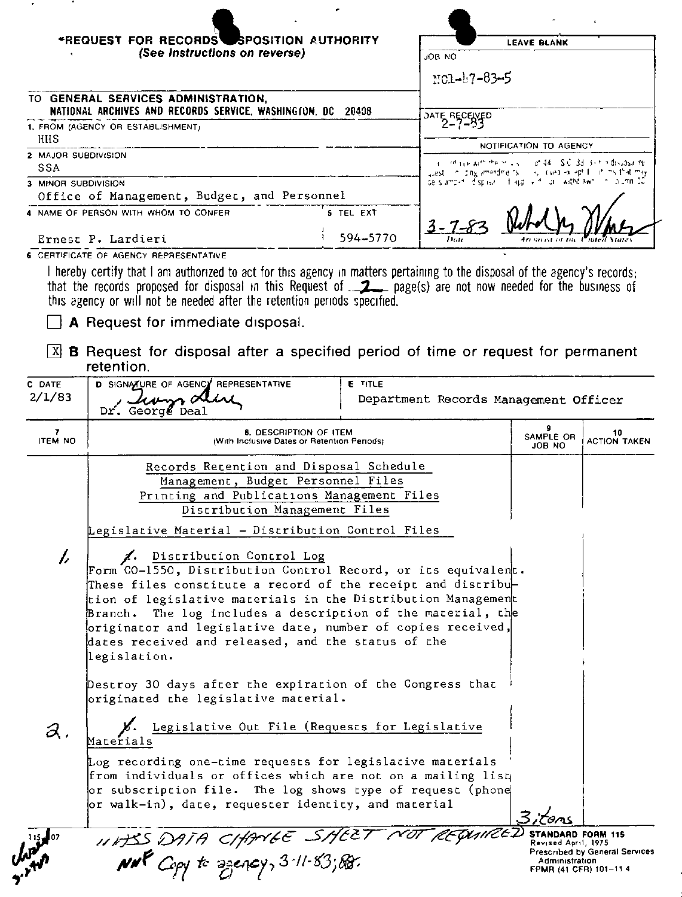# REQUEST FOR RECORDS DISPOSITION AUTHORITY

*(See Instructions on reverse)*

| LEAVE BLANK |
|---|
| JOB NO: NC1-47-83-5 |
| DATE RECEIVED: 2-7-83 |
| NOTIFICATION TO AGENCY |
| 3-7-83 (signature) Archivist of the United States |

TO GENERAL SERVICES ADMINISTRATION, NATIONAL ARCHIVES AND RECORDS SERVICE, WASHINGTON, DC 20408

1. FROM (AGENCY OR ESTABLISHMENT): HHS

2. MAJOR SUBDIVISION: SSA

3. MINOR SUBDIVISION: Office of Management, Budget, and Personnel

4. NAME OF PERSON WITH WHOM TO CONFER: Ernest P. Lardieri

5. TEL EXT: 594-5770

6. CERTIFICATE OF AGENCY REPRESENTATIVE

I hereby certify that I am authorized to act for this agency in matters pertaining to the disposal of the agency's records; that the records proposed for disposal in this Request of 2 page(s) are not now needed for the business of this agency or will not be needed after the retention periods specified.

☐ **A** Request for immediate disposal.

☒ **B** Request for disposal after a specified period of time or request for permanent retention.

| C DATE | D SIGNATURE OF AGENCY REPRESENTATIVE | E TITLE |
|---|---|---|
| 2/1/83 | Dr. George Deal | Department Records Management Officer |

| 7 ITEM NO | 8. DESCRIPTION OF ITEM (With Inclusive Dates or Retention Periods) | 9 SAMPLE OR JOB NO | 10 ACTION TAKEN |
|---|---|---|---|

Records Retention and Disposal Schedule
Management, Budget Personnel Files
Printing and Publications Management Files
Distribution Management Files

Legislative Material - Distribution Control Files

**1.** Distribution Control Log

Form CO-1550, Distribution Control Record, or its equivalent. These files constitute a record of the receipt and distribution of legislative materials in the Distribution Management Branch. The log includes a description of the material, the originator and legislative date, number of copies received, dates received and released, and the status of the legislation.

Destroy 30 days after the expiration of the Congress that originated the legislative material.

**2.** Legislative Out File (Requests for Legislative Materials

Log recording one-time requests for legislative materials from individuals or offices which are not on a mailing list or subscription file. The log shows type of request (phone or walk-in), date, requester identity, and material

3 items

NNSS DATA CHANGE SHEET NOT REQUIRED

NNF Copy to agency, 3-11-83; 88.

115-107

STANDARD FORM 115
Revised April, 1975
Prescribed by General Services Administration
FPMR (41 CFR) 101-11.4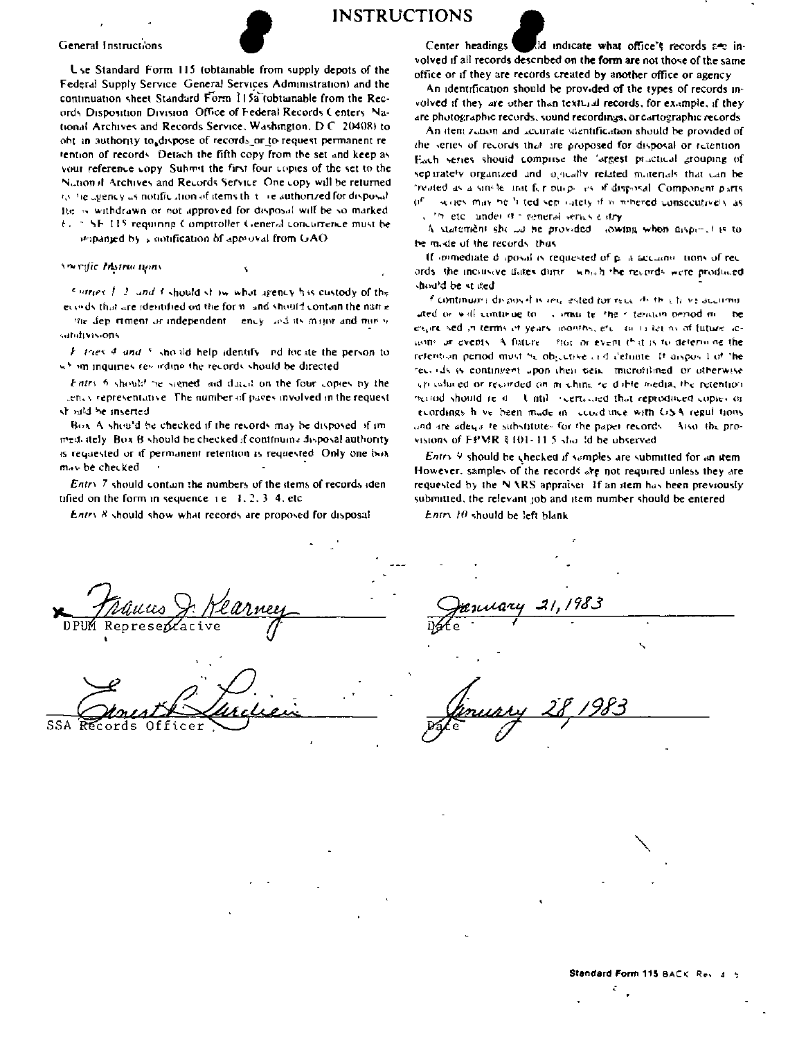# INSTRUCTIONS

## General Instructions

Use Standard Form 115 (obtainable from supply depots of the Federal Supply Service, General Services Administration) and the continuation sheet Standard Form 115a (obtainable from the Records Disposition Division, Office of Federal Records Centers, National Archives and Records Service, Washington, D.C. 20408) to obtain authority to dispose of records or to request permanent retention of records. Detach the fifth copy from the set and keep as your reference copy. Submit the first four copies of the set to the National Archives and Records Service. One copy will be returned to the agency as notification of items that are authorized for disposal. Items withdrawn or not approved for disposal will be so marked. Each SF 115 requiring Comptroller General concurrence must be accompanied by a notification of approval from GAO.

## Specific Instructions

*Entries 1, 2, and 3* should show what agency has custody of the records that are identified on the form and should contain the name of the department or independent agency and its major and minor subdivisions.

*Entries 4 and 5* should help identify and locate the person to whom inquiries regarding the records should be directed.

*Entry 6* should be signed and dated on the four copies by the agency representative. The number of pages involved in the request should be inserted.

Box A should be checked if the records may be disposed of immediately. Box B should be checked if continuing disposal authority is requested or if permanent retention is requested. Only one box may be checked.

*Entry 7* should contain the numbers of the items of records identified on the form in sequence, i.e., 1, 2, 3, 4, etc.

*Entry 8* should show what records are proposed for disposal.

Center headings should indicate what office's records are involved if all records described on the form are not those of the same office or if they are records created by another office or agency.

An identification should be provided of the types of records involved if they are other than textual records, for example, if they are photographic records, sound recordings, or cartographic records.

An itemization and accurate identification should be provided of the series of records that are proposed for disposal or retention. Each series should comprise the largest practical grouping of separately organized and logically related materials that can be treated as a single unit for purposes of disposal. Component parts of a series may be listed separately if numbered consecutively as 1a, 1b, etc., under the general series entry.

A statement should be provided showing when disposal is to be made of the records, thus:

If immediate disposal is requested of past accumulations of records, the inclusive dates during which the records were produced should be stated.

If continuing disposal is requested for records that have accumulated or will continue to accumulate, the retention period may be expressed in terms of years, months, etc., or in terms of future actions or events. A future action or event that is to determine the retention period must be objective and definite. If disposal of the records is contingent upon their being microfilmed or otherwise reproduced or recorded on machine-readable media, the retention period should read: "Until it is ascertained that reproduced copies or recordings have been made in accordance with GSA regulations and are adequate substitutes for the paper records." Also, the provisions of FPMR § 101-11.5 should be observed.

*Entry 9* should be checked if samples are submitted for an item. However, samples of the records are not required unless they are requested by the NARS appraiser. If an item has been previously submitted, the relevant job and item number should be entered.

*Entry 10* should be left blank.

x Francis J. Kearney  
DPUM Representative

January 21, 1983  
Date

Ernest P. Lurdien  
SSA Records Officer

January 28, 1983  
Date

Standard Form 115 BACK Rev. 4-75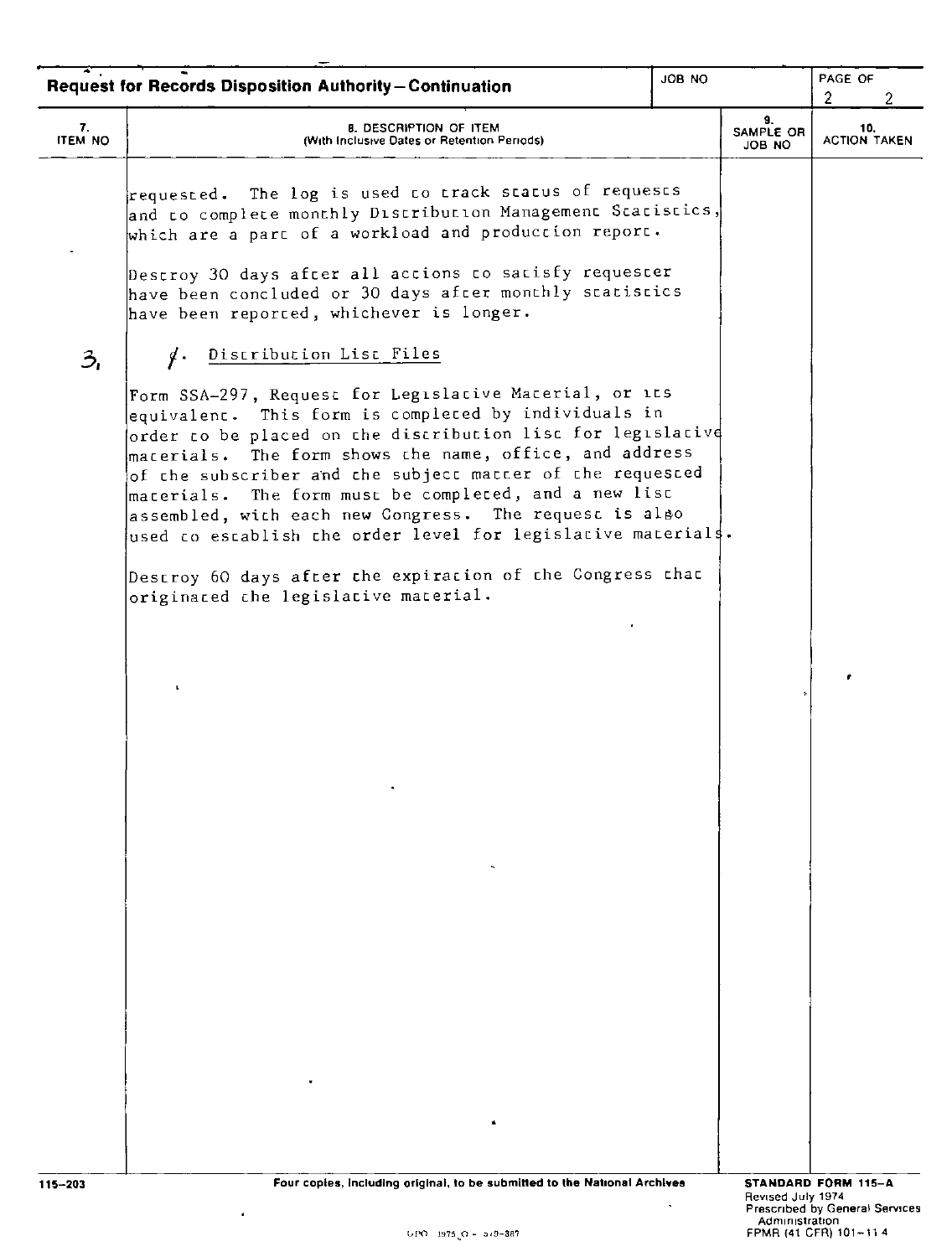**Request for Records Disposition Authority—Continuation**

| JOB NO | PAGE 2 OF 2 |
|---|---|
| | |

| 7. ITEM NO | 8. DESCRIPTION OF ITEM (With Inclusive Dates or Retention Periods) | 9. SAMPLE OR JOB NO | 10. ACTION TAKEN |
|---|---|---|---|
| | requested. The log is used to track status of requests and to complete monthly Distribution Management Statistics, which are a part of a workload and production report. | | |
| | Destroy 30 days after all actions to satisfy requester have been concluded or 30 days after monthly statistics have been reported, whichever is longer. | | |
| 3. | ~~4~~. Distribution List Files | | |
| | Form SSA-297, Request for Legislative Material, or its equivalent. This form is completed by individuals in order to be placed on the distribution list for legislative materials. The form shows the name, office, and address of the subscriber and the subject matter of the requested materials. The form must be completed, and a new list assembled, with each new Congress. The request is also used to establish the order level for legislative materials. | | |
| | Destroy 60 days after the expiration of the Congress that originated the legislative material. | | |

115-203

Four copies, including original, to be submitted to the National Archives

STANDARD FORM 115-A
Revised July 1974
Prescribed by General Services Administration
FPMR (41 CFR) 101-11.4